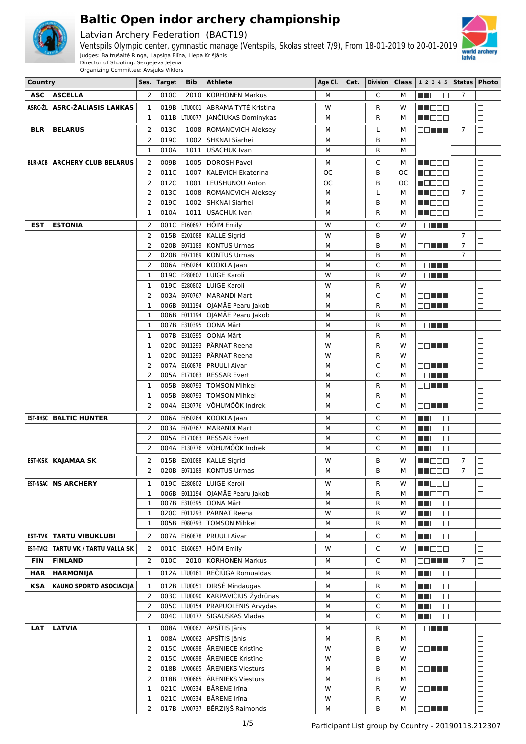# Baltic Open indoor archery championship

Latvian Archery Federation (BACT19)

Ventspils Olympic center, gymnastic manage (Ventspils, Skolas street 7/9), From 18-01-2019 to 20-01-2019

Judges: Baltrušaitė Ringa, Lapsiņa Elīna, Liepa Krišjānis

Director of Shooting: Sergejeva Jeļena

Organizing Committee: Avsjuks Viktors

| Country | Ses. | Target | Bib | Athlete | Age Cl. | Cat. | Division | Class | 1 2 3 4 5 | Status | Photo |
|---|---|---|---|---|---|---|---|---|---|---|---|
| ASC ASCELLA | 2 | 010C | 2010 | KORHONEN Markus | M | | C | M | ■■□□□ | 7 | □ |
| ASRC-ŽL ASRC-ŽALIASIS LANKAS | 1 | 019B | LTU0001 | ABRAMAITYTĖ Kristina | W | | R | W | ■■□□□ | | □ |
| | 1 | 011B | LTU0077 | JANČIUKAS Dominykas | M | | R | M | ■■□□□ | | □ |
| BLR BELARUS | 2 | 013C | 1008 | ROMANOVICH Aleksey | M | | L | M | □□■■■ | 7 | □ |
| | 2 | 019C | 1002 | SHKNAI Siarhei | M | | B | M | | | □ |
| | 1 | 010A | 1011 | USACHUK Ivan | M | | R | M | | | □ |
| BLR-ACB ARCHERY CLUB BELARUS | 2 | 009B | 1005 | DOROSH Pavel | M | | C | M | ■■□□□ | | □ |
| | 2 | 011C | 1007 | KALEVICH Ekaterina | OC | | B | OC | ■□□□□ | | □ |
| | 2 | 012C | 1001 | LEUSHUNOU Anton | OC | | B | OC | ■□□□□ | | □ |
| | 2 | 013C | 1008 | ROMANOVICH Aleksey | M | | L | M | ■■□□□ | 7 | □ |
| | 2 | 019C | 1002 | SHKNAI Siarhei | M | | B | M | ■■□□□ | | □ |
| | 1 | 010A | 1011 | USACHUK Ivan | M | | R | M | ■■□□□ | | □ |
| EST ESTONIA | 2 | 001C | E160697 | HÕIM Emily | W | | C | W | □□■■■ | | □ |
| | 2 | 015B | E201088 | KALLE Sigrid | W | | B | W | | 7 | □ |
| | 2 | 020B | E071189 | KONTUS Urmas | M | | B | M | □□■■■ | 7 | □ |
| | 2 | 020B | E071189 | KONTUS Urmas | M | | B | M | | 7 | □ |
| | 2 | 006A | E050264 | KOOKLA Jaan | M | | C | M | □□■■■ | | □ |
| | 1 | 019C | E280802 | LUIGE Karoli | W | | R | W | □□■■■ | | □ |
| | 1 | 019C | E280802 | LUIGE Karoli | W | | R | W | | | □ |
| | 2 | 003A | E070767 | MARANDI Mart | M | | C | M | □□■■■ | | □ |
| | 1 | 006B | E011194 | OJAMÄE Pearu Jakob | M | | R | M | □□■■■ | | □ |
| | 1 | 006B | E011194 | OJAMÄE Pearu Jakob | M | | R | M | | | □ |
| | 1 | 007B | E310395 | OONA Märt | M | | R | M | □□■■■ | | □ |
| | 1 | 007B | E310395 | OONA Märt | M | | R | M | | | □ |
| | 1 | 020C | E011293 | PÄRNAT Reena | W | | R | W | □□■■■ | | □ |
| | 1 | 020C | E011293 | PÄRNAT Reena | W | | R | W | | | □ |
| | 2 | 007A | E160878 | PRUULI Aivar | M | | C | M | □□■■■ | | □ |
| | 2 | 005A | E171083 | RESSAR Evert | M | | C | M | □□■■■ | | □ |
| | 1 | 005B | E080793 | TOMSON Mihkel | M | | R | M | □□■■■ | | □ |
| | 1 | 005B | E080793 | TOMSON Mihkel | M | | R | M | | | □ |
| | 2 | 004A | E130776 | VÕHUMÕÕK Indrek | M | | C | M | □□■■■ | | □ |
| EST-BHSC BALTIC HUNTER | 2 | 006A | E050264 | KOOKLA Jaan | M | | C | M | ■■□□□ | | □ |
| | 2 | 003A | E070767 | MARANDI Mart | M | | C | M | ■■□□□ | | □ |
| | 2 | 005A | E171083 | RESSAR Evert | M | | C | M | ■■□□□ | | □ |
| | 2 | 004A | E130776 | VÕHUMÕÕK Indrek | M | | C | M | ■■□□□ | | □ |
| EST-KSK KAJAMAA SK | 2 | 015B | E201088 | KALLE Sigrid | W | | B | W | ■■□□□ | 7 | □ |
| | 2 | 020B | E071189 | KONTUS Urmas | M | | B | M | ■■□□□ | 7 | □ |
| EST-NSAC NS ARCHERY | 1 | 019C | E280802 | LUIGE Karoli | W | | R | W | ■■□□□ | | □ |
| | 1 | 006B | E011194 | OJAMÄE Pearu Jakob | M | | R | M | ■■□□□ | | □ |
| | 1 | 007B | E310395 | OONA Märt | M | | R | M | ■■□□□ | | □ |
| | 1 | 020C | E011293 | PÄRNAT Reena | W | | R | W | ■■□□□ | | □ |
| | 1 | 005B | E080793 | TOMSON Mihkel | M | | R | M | ■■□□□ | | □ |
| EST-TVK TARTU VIBUKLUBI | 2 | 007A | E160878 | PRUULI Aivar | M | | C | M | ■■□□□ | | □ |
| EST-TVK2 TARTU VK / TARTU VALLA SK | 2 | 001C | E160697 | HÕIM Emily | W | | C | W | ■■□□□ | | □ |
| FIN FINLAND | 2 | 010C | 2010 | KORHONEN Markus | M | | C | M | □□■■■ | 7 | □ |
| HAR HARMONIJA | 1 | 012A | LTU0161 | REČIŪGA Romualdas | M | | R | M | ■■□□□ | | □ |
| KSA KAUNO SPORTO ASOCIACIJA | 1 | 012B | LTU0051 | DIRSĖ Mindaugas | M | | R | M | ■■□□□ | | □ |
| | 2 | 003C | LTU0090 | KARPAVIČIUS Žydrūnas | M | | C | M | ■■□□□ | | □ |
| | 2 | 005C | LTU0154 | PRAPUOLENIS Arvydas | M | | C | M | ■■□□□ | | □ |
| | 2 | 004C | LTU0177 | ŠIGAUSKAS Vladas | M | | C | M | ■■□□□ | | □ |
| LAT LATVIA | 1 | 008A | LV00062 | APSĪTIS Jānis | M | | R | M | □□■■■ | | □ |
| | 1 | 008A | LV00062 | APSĪTIS Jānis | M | | R | M | | | □ |
| | 2 | 015C | LV00698 | ĀRENIECE Kristīne | W | | B | W | □□■■■ | | □ |
| | 2 | 015C | LV00698 | ĀRENIECE Kristīne | W | | B | W | | | □ |
| | 2 | 018B | LV00665 | ĀRENIEKS Viesturs | M | | B | M | □□■■■ | | □ |
| | 2 | 018B | LV00665 | ĀRENIEKS Viesturs | M | | B | M | | | □ |
| | 1 | 021C | LV00334 | BĀRENE Irīna | W | | R | W | □□■■■ | | □ |
| | 1 | 021C | LV00334 | BĀRENE Irīna | W | | R | W | | | □ |
| | 2 | 017B | LV00737 | BĒRZIŅŠ Raimonds | M | | B | M | □□■■■ | | □ |

Participant List group by Country - 20190118.212307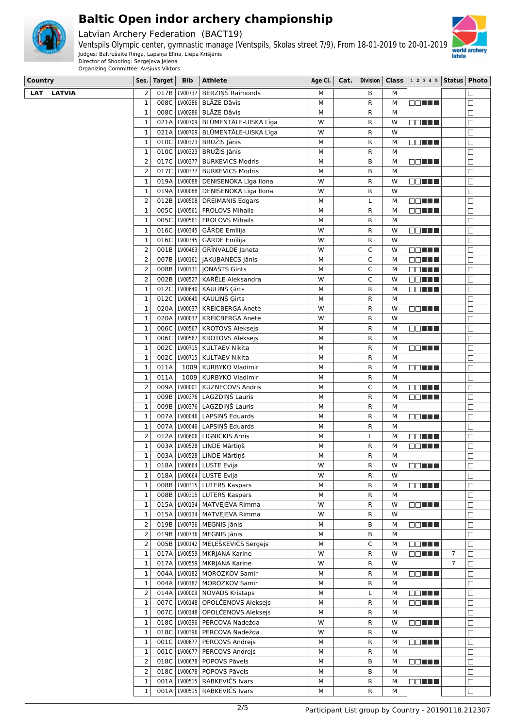# Baltic Open indor archery championship

Latvian Archery Federation (BACT19)

Ventspils Olympic center, gymnastic manage (Ventspils, Skolas street 7/9), From 18-01-2019 to 20-01-2019

Judges: Baltrušaitė Ringa, Lapsiņa Elīna, Liepa Krišjānis

Director of Shooting: Sergejeva Jeļena

Organizing Committee: Avsjuks Viktors

| Country | Ses. | Target | Bib | Athlete | Age Cl. | Cat. | Division | Class | 1 2 3 4 5 | Status | Photo |
|---|---|---|---|---|---|---|---|---|---|---|---|
| LAT LATVIA | 2 | 017B | LV00737 | BĒRZIŅŠ Raimonds | M | | B | M | | | ☐ |
| | 1 | 008C | LV00286 | BLĀZE Dāvis | M | | R | M | ☐☐■■■ | | ☐ |
| | 1 | 008C | LV00286 | BLĀZE Dāvis | M | | R | M | | | ☐ |
| | 1 | 021A | LV00709 | BLŪMENTĀLE-UISKA Līga | W | | R | W | ☐☐■■■ | | ☐ |
| | 1 | 021A | LV00709 | BLŪMENTĀLE-UISKA Līga | W | | R | W | | | ☐ |
| | 1 | 010C | LV00323 | BRUŽIS Jānis | M | | R | M | ☐☐■■■ | | ☐ |
| | 1 | 010C | LV00323 | BRUŽIS Jānis | M | | R | M | | | ☐ |
| | 2 | 017C | LV00377 | BURKEVICS Modris | M | | B | M | ☐☐■■■ | | ☐ |
| | 2 | 017C | LV00377 | BURKEVICS Modris | M | | B | M | | | ☐ |
| | 1 | 019A | LV00088 | DEŅISENOKA Līga Ilona | W | | R | W | ☐☐■■■ | | ☐ |
| | 1 | 019A | LV00088 | DEŅISENOKA Līga Ilona | W | | R | W | | | ☐ |
| | 2 | 012B | LV00508 | DREIMANIS Edgars | M | | L | M | ☐☐■■■ | | ☐ |
| | 1 | 005C | LV00561 | FROLOVS Mihails | M | | R | M | ☐☐■■■ | | ☐ |
| | 1 | 005C | LV00561 | FROLOVS Mihails | M | | R | M | | | ☐ |
| | 1 | 016C | LV00345 | GĀRDE Emīlija | W | | R | W | ☐☐■■■ | | ☐ |
| | 1 | 016C | LV00345 | GĀRDE Emīlija | W | | R | W | | | ☐ |
| | 2 | 001B | LV00463 | GRĪNVALDE Janeta | W | | C | W | ☐☐■■■ | | ☐ |
| | 2 | 007B | LV00161 | JAKUBANECS Jānis | M | | C | M | ☐☐■■■ | | ☐ |
| | 2 | 008B | LV00131 | JONASTS Gints | M | | C | M | ☐☐■■■ | | ☐ |
| | 2 | 002B | LV00527 | KARĒLE Aleksandra | W | | C | W | ☐☐■■■ | | ☐ |
| | 1 | 012C | LV00640 | KAULIŅŠ Ģirts | M | | R | M | ☐☐■■■ | | ☐ |
| | 1 | 012C | LV00640 | KAULIŅŠ Ģirts | M | | R | M | | | ☐ |
| | 1 | 020A | LV00037 | KREICBERGA Anete | W | | R | W | ☐☐■■■ | | ☐ |
| | 1 | 020A | LV00037 | KREICBERGA Anete | W | | R | W | | | ☐ |
| | 1 | 006C | LV00567 | KROTOVS Aleksejs | M | | R | M | ☐☐■■■ | | ☐ |
| | 1 | 006C | LV00567 | KROTOVS Aleksejs | M | | R | M | | | ☐ |
| | 1 | 002C | LV00715 | KULTAEV Nikita | M | | R | M | ☐☐■■■ | | ☐ |
| | 1 | 002C | LV00715 | KULTAEV Nikita | M | | R | M | | | ☐ |
| | 1 | 011A | 1009 | KURBYKO Vladimir | M | | R | M | ☐☐■■■ | | ☐ |
| | 1 | 011A | 1009 | KURBYKO Vladimir | M | | R | M | | | ☐ |
| | 2 | 009A | LV00001 | KUZŅECOVS Andris | M | | C | M | ☐☐■■■ | | ☐ |
| | 1 | 009B | LV00376 | LAGZDIŅŠ Lauris | M | | R | M | ☐☐■■■ | | ☐ |
| | 1 | 009B | LV00376 | LAGZDIŅŠ Lauris | M | | R | M | | | ☐ |
| | 1 | 007A | LV00046 | LAPSIŅŠ Eduards | M | | R | M | ☐☐■■■ | | ☐ |
| | 1 | 007A | LV00046 | LAPSIŅŠ Eduards | M | | R | M | | | ☐ |
| | 2 | 012A | LV00606 | LIGNICKIS Arnis | M | | L | M | ☐☐■■■ | | ☐ |
| | 1 | 003A | LV00528 | LINDE Mārtiņš | M | | R | M | ☐☐■■■ | | ☐ |
| | 1 | 003A | LV00528 | LINDE Mārtiņš | M | | R | M | | | ☐ |
| | 1 | 018A | LV00664 | LUSTE Evija | W | | R | W | ☐☐■■■ | | ☐ |
| | 1 | 018A | LV00664 | LUSTE Evija | W | | R | W | | | ☐ |
| | 1 | 008B | LV00315 | LUTERS Kaspars | M | | R | M | ☐☐■■■ | | ☐ |
| | 1 | 008B | LV00315 | LUTERS Kaspars | M | | R | M | | | ☐ |
| | 1 | 015A | LV00134 | MATVEJEVA Rimma | W | | R | W | ☐☐■■■ | | ☐ |
| | 1 | 015A | LV00134 | MATVEJEVA Rimma | W | | R | W | | | ☐ |
| | 2 | 019B | LV00736 | MEGNIS Jānis | M | | B | M | ☐☐■■■ | | ☐ |
| | 2 | 019B | LV00736 | MEGNIS Jānis | M | | B | M | | | ☐ |
| | 2 | 005B | LV00142 | MEĻEŠKEVIČS Sergejs | M | | C | M | ☐☐■■■ | | ☐ |
| | 1 | 017A | LV00559 | MKRJANA Karine | W | | R | W | ☐☐■■■ | 7 | ☐ |
| | 1 | 017A | LV00559 | MKRJANA Karine | W | | R | W | | 7 | ☐ |
| | 1 | 004A | LV00182 | MOROZKOV Samir | M | | R | M | ☐☐■■■ | | ☐ |
| | 1 | 004A | LV00182 | MOROZKOV Samir | M | | R | M | | | ☐ |
| | 2 | 014A | LV00009 | NOVADS Kristaps | M | | L | M | ☐☐■■■ | | ☐ |
| | 1 | 007C | LV00148 | OPOLČENOVS Aleksejs | M | | R | M | ☐☐■■■ | | ☐ |
| | 1 | 007C | LV00148 | OPOLČENOVS Aleksejs | M | | R | M | | | ☐ |
| | 1 | 018C | LV00396 | PERCOVA Nadežda | W | | R | W | ☐☐■■■ | | ☐ |
| | 1 | 018C | LV00396 | PERCOVA Nadežda | W | | R | W | | | ☐ |
| | 1 | 001C | LV00677 | PERCOVS Andrejs | M | | R | M | ☐☐■■■ | | ☐ |
| | 1 | 001C | LV00677 | PERCOVS Andrejs | M | | R | M | | | ☐ |
| | 2 | 018C | LV00678 | POPOVS Pāvels | M | | B | M | ☐☐■■■ | | ☐ |
| | 2 | 018C | LV00678 | POPOVS Pāvels | M | | B | M | | | ☐ |
| | 1 | 001A | LV00515 | RABKEVIČS Ivars | M | | R | M | ☐☐■■■ | | ☐ |
| | 1 | 001A | LV00515 | RABKEVIČS Ivars | M | | R | M | | | ☐ |

Participant List group by Country - 20190118.212307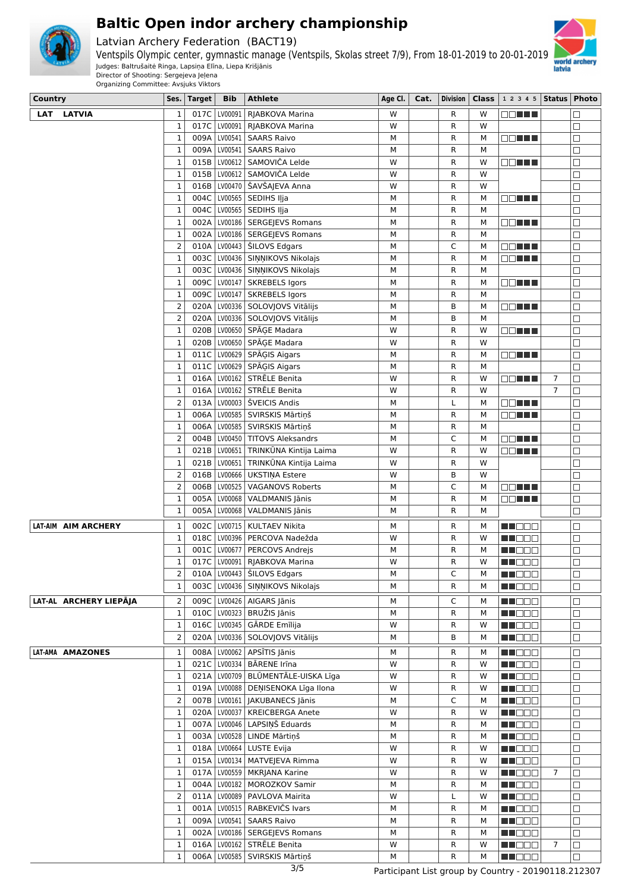# Baltic Open indoor archery championship

Latvian Archery Federation (BACT19)

Ventspils Olympic center, gymnastic manage (Ventspils, Skolas street 7/9), From 18-01-2019 to 20-01-2019

Judges: Baltrušaitė Ringa, Lapsiņa Elīna, Liepa Krišjānis

Director of Shooting: Sergejeva Jeļena

Organizing Committee: Avsjuks Viktors

| Country | Ses. | Target | Bib | Athlete | Age Cl. | Cat. | Division | Class | 1 2 3 4 5 | Status | Photo |
|---|---|---|---|---|---|---|---|---|---|---|---|
| LAT LATVIA | 1 | 017C | LV00091 | RJABKOVA Marina | W | | R | W | □□■■■ | | □ |
| | 1 | 017C | LV00091 | RJABKOVA Marina | W | | R | W | | | □ |
| | 1 | 009A | LV00541 | SAARS Raivo | M | | R | M | □□■■■ | | □ |
| | 1 | 009A | LV00541 | SAARS Raivo | M | | R | M | | | □ |
| | 1 | 015B | LV00612 | SAMOVIČA Lelde | W | | R | W | □□■■■ | | □ |
| | 1 | 015B | LV00612 | SAMOVIČA Lelde | W | | R | W | | | □ |
| | 1 | 016B | LV00470 | ŠAVŠAJEVA Anna | W | | R | W | | | □ |
| | 1 | 004C | LV00565 | SEDIHS Iļja | M | | R | M | □□■■■ | | □ |
| | 1 | 004C | LV00565 | SEDIHS Iļja | M | | R | M | | | □ |
| | 1 | 002A | LV00186 | SERGEJEVS Romans | M | | R | M | □□■■■ | | □ |
| | 1 | 002A | LV00186 | SERGEJEVS Romans | M | | R | M | | | □ |
| | 2 | 010A | LV00443 | ŠILOVS Edgars | M | | C | M | □□■■■ | | □ |
| | 1 | 003C | LV00436 | SIŅŅIKOVS Nikolajs | M | | R | M | □□■■■ | | □ |
| | 1 | 003C | LV00436 | SIŅŅIKOVS Nikolajs | M | | R | M | | | □ |
| | 1 | 009C | LV00147 | SKREBELS Igors | M | | R | M | □□■■■ | | □ |
| | 1 | 009C | LV00147 | SKREBELS Igors | M | | R | M | | | □ |
| | 2 | 020A | LV00336 | SOLOVJOVS Vitālijs | M | | B | M | □□■■■ | | □ |
| | 2 | 020A | LV00336 | SOLOVJOVS Vitālijs | M | | B | M | | | □ |
| | 1 | 020B | LV00650 | SPĀĢE Madara | W | | R | W | □□■■■ | | □ |
| | 1 | 020B | LV00650 | SPĀĢE Madara | W | | R | W | | | □ |
| | 1 | 011C | LV00629 | SPĀĢIS Aigars | M | | R | M | □□■■■ | | □ |
| | 1 | 011C | LV00629 | SPĀĢIS Aigars | M | | R | M | | | □ |
| | 1 | 016A | LV00162 | STRĒLE Benita | W | | R | W | □□■■■ | 7 | □ |
| | 1 | 016A | LV00162 | STRĒLE Benita | W | | R | W | | 7 | □ |
| | 2 | 013A | LV00003 | ŠVEICIS Andis | M | | L | M | □□■■■ | | □ |
| | 1 | 006A | LV00585 | SVIRSKIS Mārtiņš | M | | R | M | □□■■■ | | □ |
| | 1 | 006A | LV00585 | SVIRSKIS Mārtiņš | M | | R | M | | | □ |
| | 2 | 004B | LV00450 | TITOVS Aleksandrs | M | | C | M | □□■■■ | | □ |
| | 1 | 021B | LV00651 | TRINKŪNA Kintija Laima | W | | R | W | □□■■■ | | □ |
| | 1 | 021B | LV00651 | TRINKŪNA Kintija Laima | W | | R | W | | | □ |
| | 2 | 016B | LV00666 | UKSTIŅA Estere | W | | B | W | | | □ |
| | 2 | 006B | LV00525 | VAGANOVS Roberts | M | | C | M | □□■■■ | | □ |
| | 1 | 005A | LV00068 | VALDMANIS Jānis | M | | R | M | □□■■■ | | □ |
| | 1 | 005A | LV00068 | VALDMANIS Jānis | M | | R | M | | | □ |
| LAT-AIM AIM ARCHERY | 1 | 002C | LV00715 | KULTAEV Nikita | M | | R | M | ■■□□□ | | □ |
| | 1 | 018C | LV00396 | PERCOVA Nadežda | W | | R | W | ■■□□□ | | □ |
| | 1 | 001C | LV00677 | PERCOVS Andrejs | M | | R | M | ■■□□□ | | □ |
| | 1 | 017C | LV00091 | RJABKOVA Marina | W | | R | W | ■■□□□ | | □ |
| | 2 | 010A | LV00443 | ŠILOVS Edgars | M | | C | M | ■■□□□ | | □ |
| | 1 | 003C | LV00436 | SIŅŅIKOVS Nikolajs | M | | R | M | ■■□□□ | | □ |
| LAT-AL ARCHERY LIEPĀJA | 2 | 009C | LV00426 | AIGARS Jānis | M | | C | M | ■■□□□ | | □ |
| | 1 | 010C | LV00323 | BRUŽIS Jānis | M | | R | M | ■■□□□ | | □ |
| | 1 | 016C | LV00345 | GĀRDE Emīlija | W | | R | W | ■■□□□ | | □ |
| | 2 | 020A | LV00336 | SOLOVJOVS Vitālijs | M | | B | M | ■■□□□ | | □ |
| LAT-AMA AMAZONES | 1 | 008A | LV00062 | APSĪTIS Jānis | M | | R | M | ■■□□□ | | □ |
| | 1 | 021C | LV00334 | BĀRENE Irīna | W | | R | W | ■■□□□ | | □ |
| | 1 | 021A | LV00709 | BLŪMENTĀLE-UISKA Līga | W | | R | W | ■■□□□ | | □ |
| | 1 | 019A | LV00088 | DEŅISENOKA Līga Ilona | W | | R | W | ■■□□□ | | □ |
| | 2 | 007B | LV00161 | JAKUBANECS Jānis | M | | C | M | ■■□□□ | | □ |
| | 1 | 020A | LV00037 | KREICBERGA Anete | W | | R | W | ■■□□□ | | □ |
| | 1 | 007A | LV00046 | LAPSIŅŠ Eduards | M | | R | M | ■■□□□ | | □ |
| | 1 | 003A | LV00528 | LINDE Mārtiņš | M | | R | M | ■■□□□ | | □ |
| | 1 | 018A | LV00664 | LUSTE Evija | W | | R | W | ■■□□□ | | □ |
| | 1 | 015A | LV00134 | MATVEJEVA Rimma | W | | R | W | ■■□□□ | | □ |
| | 1 | 017A | LV00559 | MKRJANA Karine | W | | R | W | ■■□□□ | 7 | □ |
| | 1 | 004A | LV00182 | MOROZKOV Samir | M | | R | M | ■■□□□ | | □ |
| | 2 | 011A | LV00089 | PAVLOVA Mairita | W | | L | W | ■■□□□ | | □ |
| | 1 | 001A | LV00515 | RABKEVIČS Ivars | M | | R | M | ■■□□□ | | □ |
| | 1 | 009A | LV00541 | SAARS Raivo | M | | R | M | ■■□□□ | | □ |
| | 1 | 002A | LV00186 | SERGEJEVS Romans | M | | R | M | ■■□□□ | | □ |
| | 1 | 016A | LV00162 | STRĒLE Benita | W | | R | W | ■■□□□ | 7 | □ |
| | 1 | 006A | LV00585 | SVIRSKIS Mārtiņš | M | | R | M | ■■□□□ | | □ |

Participant List group by Country - 20190118.212307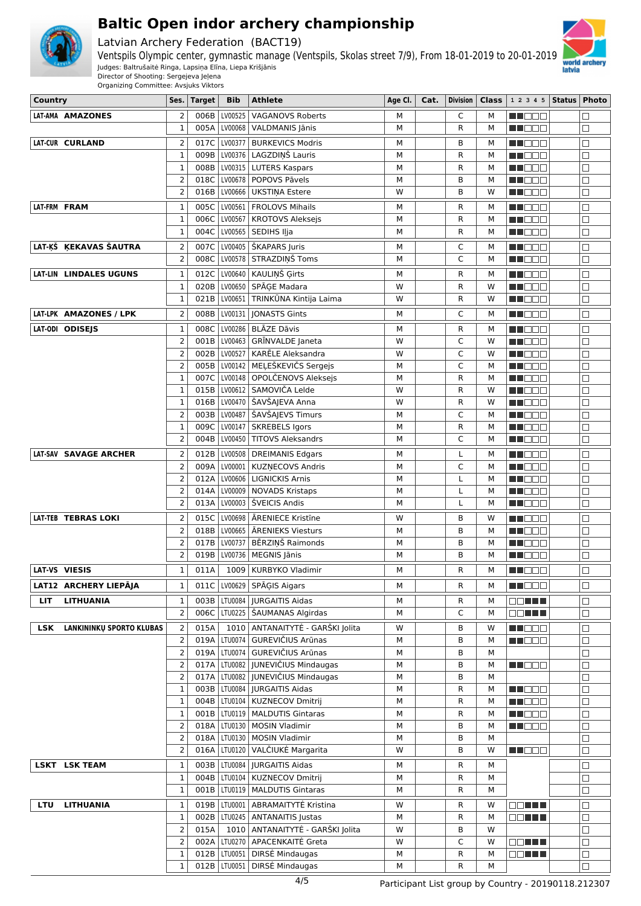# Baltic Open indoor archery championship

Latvian Archery Federation (BACT19)

Ventspils Olympic center, gymnastic manage (Ventspils, Skolas street 7/9), From 18-01-2019 to 20-01-2019

Judges: Baltrušaitė Ringa, Lapsiņa Elīna, Liepa Krišjānis

Director of Shooting: Sergejeva Jeļena

Organizing Committee: Avsjuks Viktors

| Country | Ses. | Target | Bib | Athlete | Age Cl. | Cat. | Division | Class | 1 2 3 4 5 | Status | Photo |
|---|---|---|---|---|---|---|---|---|---|---|---|
| LAT-AMA AMAZONES | 2 | 006B | LV00525 | VAGANOVS Roberts | M | | C | M | ■■□□□ | | □ |
| | 1 | 005A | LV00068 | VALDMANIS Jānis | M | | R | M | ■■□□□ | | □ |
| LAT-CUR CURLAND | 2 | 017C | LV00377 | BURKEVICS Modris | M | | B | M | ■■□□□ | | □ |
| | 1 | 009B | LV00376 | LAGZDIŅŠ Lauris | M | | R | M | ■■□□□ | | □ |
| | 1 | 008B | LV00315 | LUTERS Kaspars | M | | R | M | ■■□□□ | | □ |
| | 2 | 018C | LV00678 | POPOVS Pāvels | M | | B | M | ■■□□□ | | □ |
| | 2 | 016B | LV00666 | UKSTIŅA Estere | W | | B | W | ■■□□□ | | □ |
| LAT-FRM FRAM | 1 | 005C | LV00561 | FROLOVS Mihails | M | | R | M | ■■□□□ | | □ |
| | 1 | 006C | LV00567 | KROTOVS Aleksejs | M | | R | M | ■■□□□ | | □ |
| | 1 | 004C | LV00565 | SEDIHS Iļja | M | | R | M | ■■□□□ | | □ |
| LAT-ĶŠ ĶEKAVAS ŠAUTRA | 2 | 007C | LV00405 | ŠKAPARS Juris | M | | C | M | ■■□□□ | | □ |
| | 2 | 008C | LV00578 | STRAZDIŅŠ Toms | M | | C | M | ■■□□□ | | □ |
| LAT-LIN LINDALES UGUNS | 1 | 012C | LV00640 | KAULIŅŠ Ģirts | M | | R | M | ■■□□□ | | □ |
| | 1 | 020B | LV00650 | SPĀĢE Madara | W | | R | W | ■■□□□ | | □ |
| | 1 | 021B | LV00651 | TRINKŪNA Kintija Laima | W | | R | W | ■■□□□ | | □ |
| LAT-LPK AMAZONES / LPK | 2 | 008B | LV00131 | JONASTS Gints | M | | C | M | ■■□□□ | | □ |
| LAT-ODI ODISEJS | 1 | 008C | LV00286 | BLĀZE Dāvis | M | | R | M | ■■□□□ | | □ |
| | 2 | 001B | LV00463 | GRĪNVALDE Janeta | W | | C | W | ■■□□□ | | □ |
| | 2 | 002B | LV00527 | KARĒLE Aleksandra | W | | C | W | ■■□□□ | | □ |
| | 2 | 005B | LV00142 | MEĻEŠKEVIČS Sergejs | M | | C | M | ■■□□□ | | □ |
| | 1 | 007C | LV00148 | OPOLČENOVS Aleksejs | M | | R | M | ■■□□□ | | □ |
| | 1 | 015B | LV00612 | SAMOVIČA Lelde | W | | R | W | ■■□□□ | | □ |
| | 1 | 016B | LV00470 | ŠAVŠAJEVA Anna | W | | R | W | ■■□□□ | | □ |
| | 2 | 003B | LV00487 | ŠAVŠAJEVS Timurs | M | | C | M | ■■□□□ | | □ |
| | 1 | 009C | LV00147 | SKREBELS Igors | M | | R | M | ■■□□□ | | □ |
| | 2 | 004B | LV00450 | TITOVS Aleksandrs | M | | C | M | ■■□□□ | | □ |
| LAT-SAV SAVAGE ARCHER | 2 | 012B | LV00508 | DREIMANIS Edgars | M | | L | M | ■■□□□ | | □ |
| | 2 | 009A | LV00001 | KUZŅECOVS Andris | M | | C | M | ■■□□□ | | □ |
| | 2 | 012A | LV00606 | LIGNICKIS Arnis | M | | L | M | ■■□□□ | | □ |
| | 2 | 014A | LV00009 | NOVADS Kristaps | M | | L | M | ■■□□□ | | □ |
| | 2 | 013A | LV00003 | ŠVEICIS Andis | M | | L | M | ■■□□□ | | □ |
| LAT-TEB TEBRAS LOKI | 2 | 015C | LV00698 | ĀRENIECE Kristīne | W | | B | W | ■■□□□ | | □ |
| | 2 | 018B | LV00665 | ĀRENIEKS Viesturs | M | | B | M | ■■□□□ | | □ |
| | 2 | 017B | LV00737 | BĒRZIŅŠ Raimonds | M | | B | M | ■■□□□ | | □ |
| | 2 | 019B | LV00736 | MEGNIS Jānis | M | | B | M | ■■□□□ | | □ |
| LAT-VS VIESIS | 1 | 011A | 1009 | KURBYKO Vladimir | M | | R | M | ■■□□□ | | □ |
| LAT12 ARCHERY LIEPĀJA | 1 | 011C | LV00629 | SPĀĢIS Aigars | M | | R | M | ■■□□□ | | □ |
| LIT LITHUANIA | 1 | 003B | LTU0084 | JURGAITIS Aidas | M | | R | M | □□■■■ | | □ |
| | 2 | 006C | LTU0225 | ŠAUMANAS Algirdas | M | | C | M | □□■■■ | | □ |
| LSK LANKININKŲ SPORTO KLUBAS | 2 | 015A | 1010 | ANTANAITYTĖ - GARŠKI Jolita | W | | B | W | ■■□□□ | | □ |
| | 2 | 019A | LTU0074 | GUREVIČIUS Arūnas | M | | B | M | ■■□□□ | | □ |
| | 2 | 019A | LTU0074 | GUREVIČIUS Arūnas | M | | B | M | | | □ |
| | 2 | 017A | LTU0082 | JUNEVIČIUS Mindaugas | M | | B | M | ■■□□□ | | □ |
| | 2 | 017A | LTU0082 | JUNEVIČIUS Mindaugas | M | | B | M | | | □ |
| | 1 | 003B | LTU0084 | JURGAITIS Aidas | M | | R | M | ■■□□□ | | □ |
| | 1 | 004B | LTU0104 | KUZNECOV Dmitrij | M | | R | M | ■■□□□ | | □ |
| | 1 | 001B | LTU0119 | MALDUTIS Gintaras | M | | R | M | ■■□□□ | | □ |
| | 2 | 018A | LTU0130 | MOSIN Vladimir | M | | B | M | ■■□□□ | | □ |
| | 2 | 018A | LTU0130 | MOSIN Vladimir | M | | B | M | | | □ |
| | 2 | 016A | LTU0120 | VALČIUKĖ Margarita | W | | B | W | ■■□□□ | | □ |
| LSKT LSK TEAM | 1 | 003B | LTU0084 | JURGAITIS Aidas | M | | R | M | | | □ |
| | 1 | 004B | LTU0104 | KUZNECOV Dmitrij | M | | R | M | | | □ |
| | 1 | 001B | LTU0119 | MALDUTIS Gintaras | M | | R | M | | | □ |
| LTU LITHUANIA | 1 | 019B | LTU0001 | ABRAMAITYTĖ Kristina | W | | R | W | □□■■■ | | □ |
| | 1 | 002B | LTU0245 | ANTANAITIS Justas | M | | R | M | □□■■■ | | □ |
| | 2 | 015A | 1010 | ANTANAITYTĖ - GARŠKI Jolita | W | | B | W | | | □ |
| | 2 | 002A | LTU0270 | APACENKAITĖ Greta | W | | C | W | □□■■■ | | □ |
| | 1 | 012B | LTU0051 | DIRSĖ Mindaugas | M | | R | M | □□■■■ | | □ |
| | 1 | 012B | LTU0051 | DIRSĖ Mindaugas | M | | R | M | | | □ |

Participant List group by Country - 20190118.212307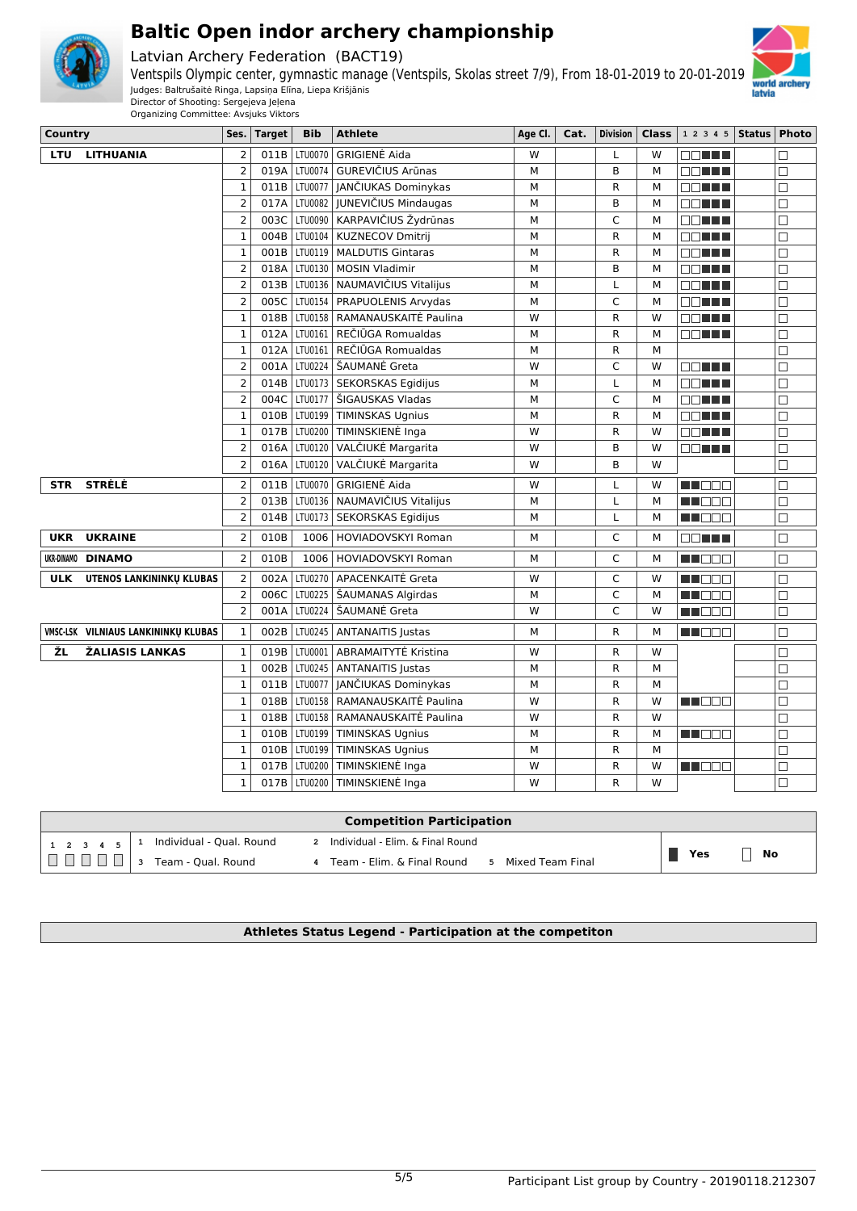# Baltic Open indor archery championship

Latvian Archery Federation (BACT19)

Ventspils Olympic center, gymnastic manage (Ventspils, Skolas street 7/9), From 18-01-2019 to 20-01-2019

Judges: Baltrušaitė Ringa, Lapsiņa Elīna, Liepa Krišjānis

Director of Shooting: Sergejeva Jeļena

Organizing Committee: Avsjuks Viktors

| Country | Ses. | Target | Bib | Athlete | Age Cl. | Cat. | Division | Class | 1 2 3 4 5 | Status | Photo |
|---|---|---|---|---|---|---|---|---|---|---|---|
| LTU LITHUANIA | 2 | 011B | LTU0070 | GRIGIENĖ Aida | W | | L | W | □□■■■ | | □ |
| | 2 | 019A | LTU0074 | GUREVIČIUS Arūnas | M | | B | M | □□■■■ | | □ |
| | 1 | 011B | LTU0077 | JANČIUKAS Dominykas | M | | R | M | □□■■■ | | □ |
| | 2 | 017A | LTU0082 | JUNEVIČIUS Mindaugas | M | | B | M | □□■■■ | | □ |
| | 2 | 003C | LTU0090 | KARPAVIČIUS Žydrūnas | M | | C | M | □□■■■ | | □ |
| | 1 | 004B | LTU0104 | KUZNECOV Dmitrij | M | | R | M | □□■■■ | | □ |
| | 1 | 001B | LTU0119 | MALDUTIS Gintaras | M | | R | M | □□■■■ | | □ |
| | 2 | 018A | LTU0130 | MOSIN Vladimir | M | | B | M | □□■■■ | | □ |
| | 2 | 013B | LTU0136 | NAUMAVIČIUS Vitalijus | M | | L | M | □□■■■ | | □ |
| | 2 | 005C | LTU0154 | PRAPUOLENIS Arvydas | M | | C | M | □□■■■ | | □ |
| | 1 | 018B | LTU0158 | RAMANAUSKAITĖ Paulina | W | | R | W | □□■■■ | | □ |
| | 1 | 012A | LTU0161 | REČIŪGA Romualdas | M | | R | M | □□■■■ | | □ |
| | 1 | 012A | LTU0161 | REČIŪGA Romualdas | M | | R | M | | | □ |
| | 2 | 001A | LTU0224 | ŠAUMANĖ Greta | W | | C | W | □□■■■ | | □ |
| | 2 | 014B | LTU0173 | SEKORSKAS Egidijus | M | | L | M | □□■■■ | | □ |
| | 2 | 004C | LTU0177 | ŠIGAUSKAS Vladas | M | | C | M | □□■■■ | | □ |
| | 1 | 010B | LTU0199 | TIMINSKAS Ugnius | M | | R | M | □□■■■ | | □ |
| | 1 | 017B | LTU0200 | TIMINSKIENĖ Inga | W | | R | W | □□■■■ | | □ |
| | 2 | 016A | LTU0120 | VALČIUKĖ Margarita | W | | B | W | □□■■■ | | □ |
| | 2 | 016A | LTU0120 | VALČIUKĖ Margarita | W | | B | W | | | □ |
| STR STRĖLĖ | 2 | 011B | LTU0070 | GRIGIENĖ Aida | W | | L | W | ■■□□□ | | □ |
| | 2 | 013B | LTU0136 | NAUMAVIČIUS Vitalijus | M | | L | M | ■■□□□ | | □ |
| | 2 | 014B | LTU0173 | SEKORSKAS Egidijus | M | | L | M | ■■□□□ | | □ |
| UKR UKRAINE | 2 | 010B | 1006 | HOVIADOVSKYI Roman | M | | C | M | □□■■■ | | □ |
| UKR-DINAMO DINAMO | 2 | 010B | 1006 | HOVIADOVSKYI Roman | M | | C | M | ■■□□□ | | □ |
| ULK UTENOS LANKININKŲ KLUBAS | 2 | 002A | LTU0270 | APACENKAITĖ Greta | W | | C | W | ■■□□□ | | □ |
| | 2 | 006C | LTU0225 | ŠAUMANAS Algirdas | M | | C | M | ■■□□□ | | □ |
| | 2 | 001A | LTU0224 | ŠAUMANĖ Greta | W | | C | W | ■■□□□ | | □ |
| VMSC-LSK VILNIAUS LANKININKŲ KLUBAS | 1 | 002B | LTU0245 | ANTANAITIS Justas | M | | R | M | ■■□□□ | | □ |
| ŽL ŽALIASIS LANKAS | 1 | 019B | LTU0001 | ABRAMAITYTĖ Kristina | W | | R | W | | | □ |
| | 1 | 002B | LTU0245 | ANTANAITIS Justas | M | | R | M | | | □ |
| | 1 | 011B | LTU0077 | JANČIUKAS Dominykas | M | | R | M | | | □ |
| | 1 | 018B | LTU0158 | RAMANAUSKAITĖ Paulina | W | | R | W | ■■□□□ | | □ |
| | 1 | 018B | LTU0158 | RAMANAUSKAITĖ Paulina | W | | R | W | | | □ |
| | 1 | 010B | LTU0199 | TIMINSKAS Ugnius | M | | R | M | ■■□□□ | | □ |
| | 1 | 010B | LTU0199 | TIMINSKAS Ugnius | M | | R | M | | | □ |
| | 1 | 017B | LTU0200 | TIMINSKIENĖ Inga | W | | R | W | ■■□□□ | | □ |
| | 1 | 017B | LTU0200 | TIMINSKIENĖ Inga | W | | R | W | | | □ |

**Competition Participation**

1 2 3 4 5

1 Individual - Qual. Round
2 Individual - Elim. & Final Round
3 Team - Qual. Round
4 Team - Elim. & Final Round
5 Mixed Team Final

■ Yes □ No

**Athletes Status Legend - Participation at the competiton**

Participant List group by Country - 20190118.212307